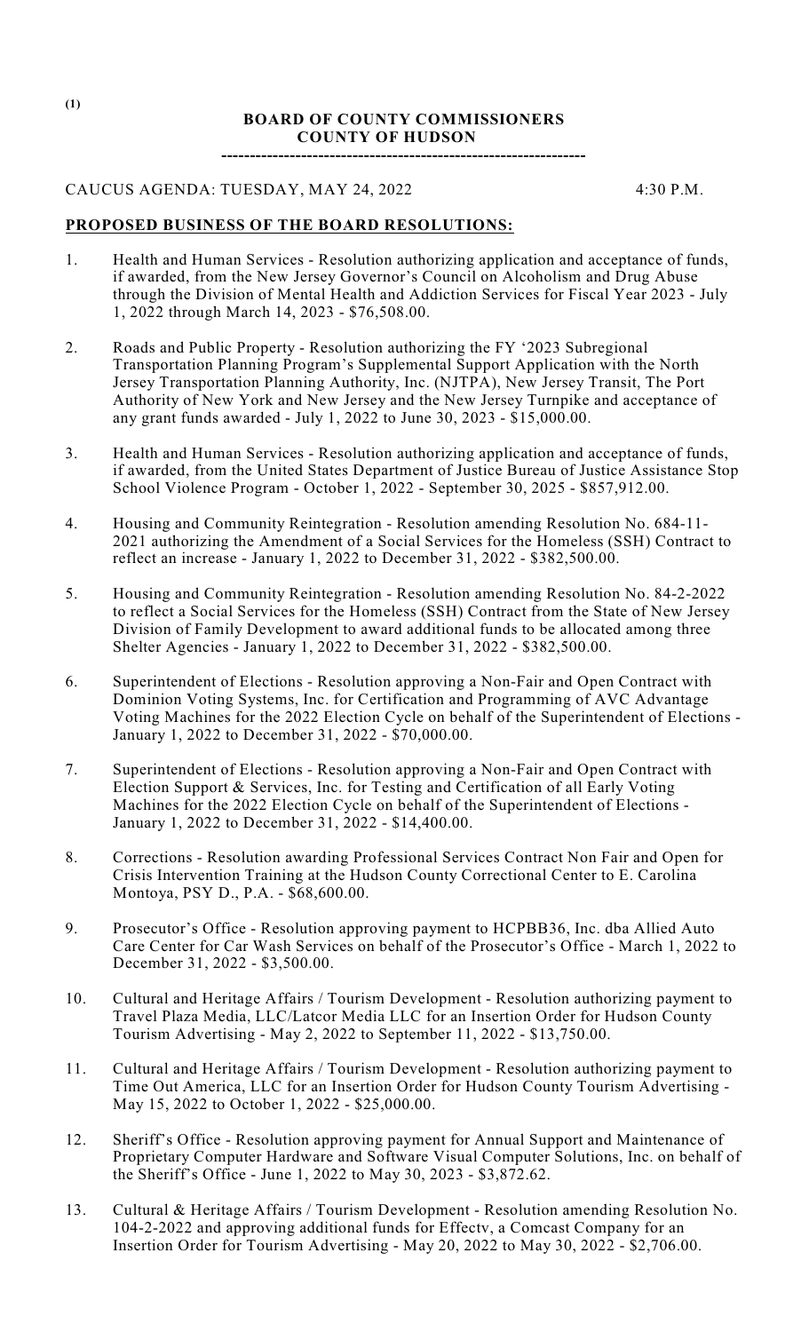(1)

**BOARD OF COUNTY COMMISSIONERS**
**COUNTY OF HUDSON**

---

CAUCUS AGENDA: TUESDAY, MAY 24, 2022 4:30 P.M.

**PROPOSED BUSINESS OF THE BOARD RESOLUTIONS:**

1. Health and Human Services - Resolution authorizing application and acceptance of funds, if awarded, from the New Jersey Governor's Council on Alcoholism and Drug Abuse through the Division of Mental Health and Addiction Services for Fiscal Year 2023 - July 1, 2022 through March 14, 2023 - $76,508.00.

2. Roads and Public Property - Resolution authorizing the FY '2023 Subregional Transportation Planning Program's Supplemental Support Application with the North Jersey Transportation Planning Authority, Inc. (NJTPA), New Jersey Transit, The Port Authority of New York and New Jersey and the New Jersey Turnpike and acceptance of any grant funds awarded - July 1, 2022 to June 30, 2023 - $15,000.00.

3. Health and Human Services - Resolution authorizing application and acceptance of funds, if awarded, from the United States Department of Justice Bureau of Justice Assistance Stop School Violence Program - October 1, 2022 - September 30, 2025 - $857,912.00.

4. Housing and Community Reintegration - Resolution amending Resolution No. 684-11-2021 authorizing the Amendment of a Social Services for the Homeless (SSH) Contract to reflect an increase - January 1, 2022 to December 31, 2022 - $382,500.00.

5. Housing and Community Reintegration - Resolution amending Resolution No. 84-2-2022 to reflect a Social Services for the Homeless (SSH) Contract from the State of New Jersey Division of Family Development to award additional funds to be allocated among three Shelter Agencies - January 1, 2022 to December 31, 2022 - $382,500.00.

6. Superintendent of Elections - Resolution approving a Non-Fair and Open Contract with Dominion Voting Systems, Inc. for Certification and Programming of AVC Advantage Voting Machines for the 2022 Election Cycle on behalf of the Superintendent of Elections - January 1, 2022 to December 31, 2022 - $70,000.00.

7. Superintendent of Elections - Resolution approving a Non-Fair and Open Contract with Election Support & Services, Inc. for Testing and Certification of all Early Voting Machines for the 2022 Election Cycle on behalf of the Superintendent of Elections - January 1, 2022 to December 31, 2022 - $14,400.00.

8. Corrections - Resolution awarding Professional Services Contract Non Fair and Open for Crisis Intervention Training at the Hudson County Correctional Center to E. Carolina Montoya, PSY D., P.A. - $68,600.00.

9. Prosecutor's Office - Resolution approving payment to HCPBB36, Inc. dba Allied Auto Care Center for Car Wash Services on behalf of the Prosecutor's Office - March 1, 2022 to December 31, 2022 - $3,500.00.

10. Cultural and Heritage Affairs / Tourism Development - Resolution authorizing payment to Travel Plaza Media, LLC/Latcor Media LLC for an Insertion Order for Hudson County Tourism Advertising - May 2, 2022 to September 11, 2022 - $13,750.00.

11. Cultural and Heritage Affairs / Tourism Development - Resolution authorizing payment to Time Out America, LLC for an Insertion Order for Hudson County Tourism Advertising - May 15, 2022 to October 1, 2022 - $25,000.00.

12. Sheriff's Office - Resolution approving payment for Annual Support and Maintenance of Proprietary Computer Hardware and Software Visual Computer Solutions, Inc. on behalf of the Sheriff's Office - June 1, 2022 to May 30, 2023 - $3,872.62.

13. Cultural & Heritage Affairs / Tourism Development - Resolution amending Resolution No. 104-2-2022 and approving additional funds for Effectv, a Comcast Company for an Insertion Order for Tourism Advertising - May 20, 2022 to May 30, 2022 - $2,706.00.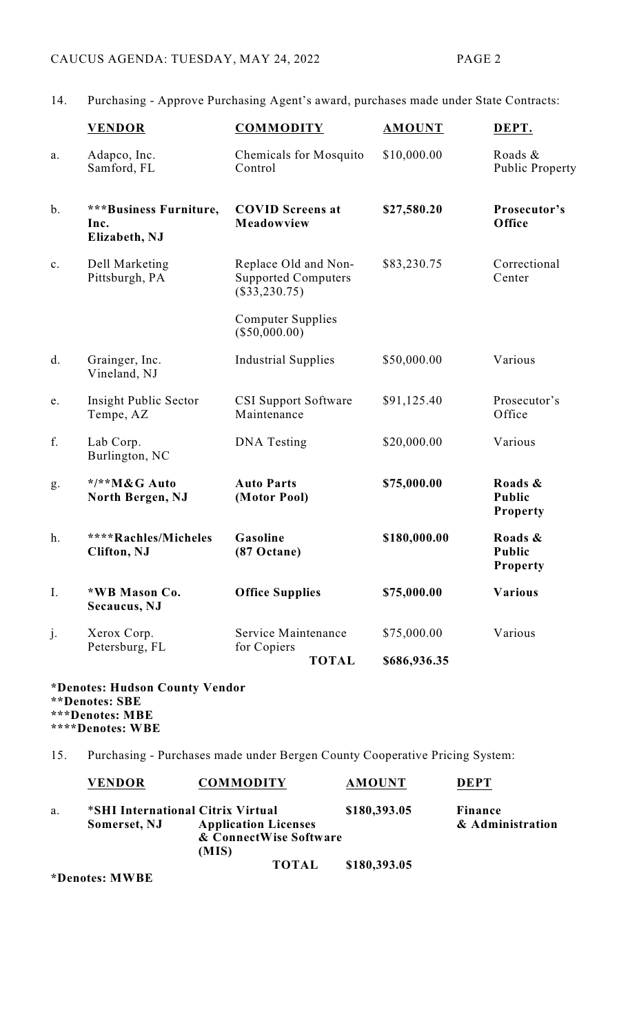14. Purchasing - Approve Purchasing Agent's award, purchases made under State Contracts:

| | **VENDOR** | **COMMODITY** | **AMOUNT** | **DEPT.** |
|---|---|---|---|---|
| a. | Adapco, Inc.<br>Samford, FL | Chemicals for Mosquito Control | $10,000.00 | Roads & Public Property |
| b. | **\*\*\*Business Furniture, Inc.<br>Elizabeth, NJ** | **COVID Screens at Meadowview** | **$27,580.20** | **Prosecutor's Office** |
| c. | Dell Marketing<br>Pittsburgh, PA | Replace Old and Non-Supported Computers ($33,230.75)<br><br>Computer Supplies ($50,000.00) | $83,230.75 | Correctional Center |
| d. | Grainger, Inc.<br>Vineland, NJ | Industrial Supplies | $50,000.00 | Various |
| e. | Insight Public Sector<br>Tempe, AZ | CSI Support Software Maintenance | $91,125.40 | Prosecutor's Office |
| f. | Lab Corp.<br>Burlington, NC | DNA Testing | $20,000.00 | Various |
| g. | **\*/\*\*M&G Auto<br>North Bergen, NJ** | **Auto Parts (Motor Pool)** | **$75,000.00** | **Roads & Public Property** |
| h. | **\*\*\*\*Rachles/Micheles<br>Clifton, NJ** | **Gasoline (87 Octane)** | **$180,000.00** | **Roads & Public Property** |
| I. | **\*WB Mason Co.<br>Secaucus, NJ** | **Office Supplies** | **$75,000.00** | **Various** |
| j. | Xerox Corp.<br>Petersburg, FL | Service Maintenance for Copiers | $75,000.00 | Various |
| | | **TOTAL** | **$686,936.35** | |

**\*Denotes: Hudson County Vendor**
**\*\*Denotes: SBE**
**\*\*\*Denotes: MBE**
**\*\*\*\*Denotes: WBE**

15. Purchasing - Purchases made under Bergen County Cooperative Pricing System:

| | **VENDOR** | **COMMODITY** | **AMOUNT** | **DEPT** |
|---|---|---|---|---|
| a. | **\*SHI International<br>Somerset, NJ** | **Citrix Virtual Application Licenses & ConnectWise Software (MIS)** | **$180,393.05** | **Finance & Administration** |
| | | **TOTAL** | **$180,393.05** | |

**\*Denotes: MWBE**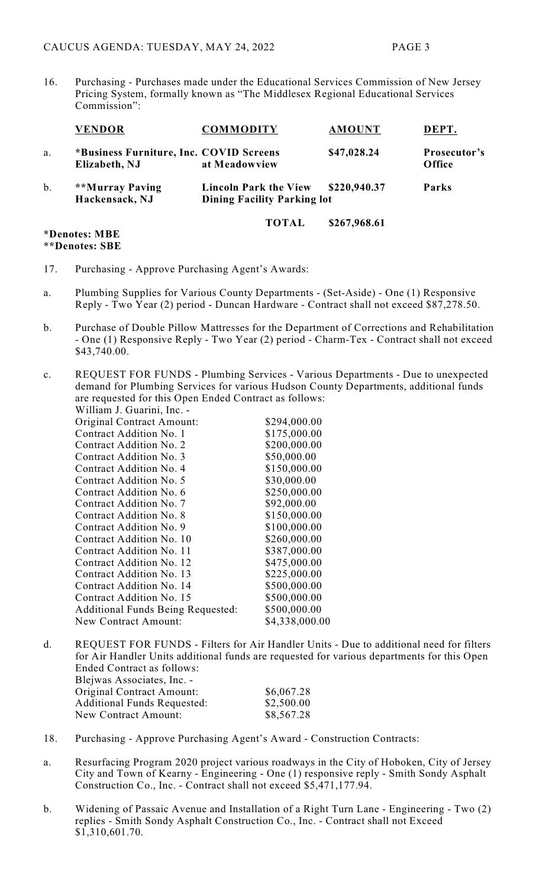16. Purchasing - Purchases made under the Educational Services Commission of New Jersey Pricing System, formally known as "The Middlesex Regional Educational Services Commission":

| | VENDOR | COMMODITY | AMOUNT | DEPT. |
|---|---|---|---|---|
| a. | **\*Business Furniture, Inc. Elizabeth, NJ** | **COVID Screens at Meadowview** | **$47,028.24** | **Prosecutor's Office** |
| b. | **\*\*Murray Paving Hackensack, NJ** | **Lincoln Park the View Dining Facility Parking lot** | **$220,940.37** | **Parks** |
| | | **TOTAL** | **$267,968.61** | |

**\*Denotes: MBE**
**\*\*Denotes: SBE**

17. Purchasing - Approve Purchasing Agent's Awards:

a. Plumbing Supplies for Various County Departments - (Set-Aside) - One (1) Responsive Reply - Two Year (2) period - Duncan Hardware - Contract shall not exceed $87,278.50.

b. Purchase of Double Pillow Mattresses for the Department of Corrections and Rehabilitation - One (1) Responsive Reply - Two Year (2) period - Charm-Tex - Contract shall not exceed $43,740.00.

c. REQUEST FOR FUNDS - Plumbing Services - Various Departments - Due to unexpected demand for Plumbing Services for various Hudson County Departments, additional funds are requested for this Open Ended Contract as follows:

William J. Guarini, Inc. -

| | |
|---|---|
| Original Contract Amount: | $294,000.00 |
| Contract Addition No. 1 | $175,000.00 |
| Contract Addition No. 2 | $200,000.00 |
| Contract Addition No. 3 | $50,000.00 |
| Contract Addition No. 4 | $150,000.00 |
| Contract Addition No. 5 | $30,000.00 |
| Contract Addition No. 6 | $250,000.00 |
| Contract Addition No. 7 | $92,000.00 |
| Contract Addition No. 8 | $150,000.00 |
| Contract Addition No. 9 | $100,000.00 |
| Contract Addition No. 10 | $260,000.00 |
| Contract Addition No. 11 | $387,000.00 |
| Contract Addition No. 12 | $475,000.00 |
| Contract Addition No. 13 | $225,000.00 |
| Contract Addition No. 14 | $500,000.00 |
| Contract Addition No. 15 | $500,000.00 |
| Additional Funds Being Requested: | $500,000.00 |
| New Contract Amount: | $4,338,000.00 |

d. REQUEST FOR FUNDS - Filters for Air Handler Units - Due to additional need for filters for Air Handler Units additional funds are requested for various departments for this Open Ended Contract as follows:

Blejwas Associates, Inc. -

| | |
|---|---|
| Original Contract Amount: | $6,067.28 |
| Additional Funds Requested: | $2,500.00 |
| New Contract Amount: | $8,567.28 |

18. Purchasing - Approve Purchasing Agent's Award - Construction Contracts:

a. Resurfacing Program 2020 project various roadways in the City of Hoboken, City of Jersey City and Town of Kearny - Engineering - One (1) responsive reply - Smith Sondy Asphalt Construction Co., Inc. - Contract shall not exceed $5,471,177.94.

b. Widening of Passaic Avenue and Installation of a Right Turn Lane - Engineering - Two (2) replies - Smith Sondy Asphalt Construction Co., Inc. - Contract shall not Exceed $1,310,601.70.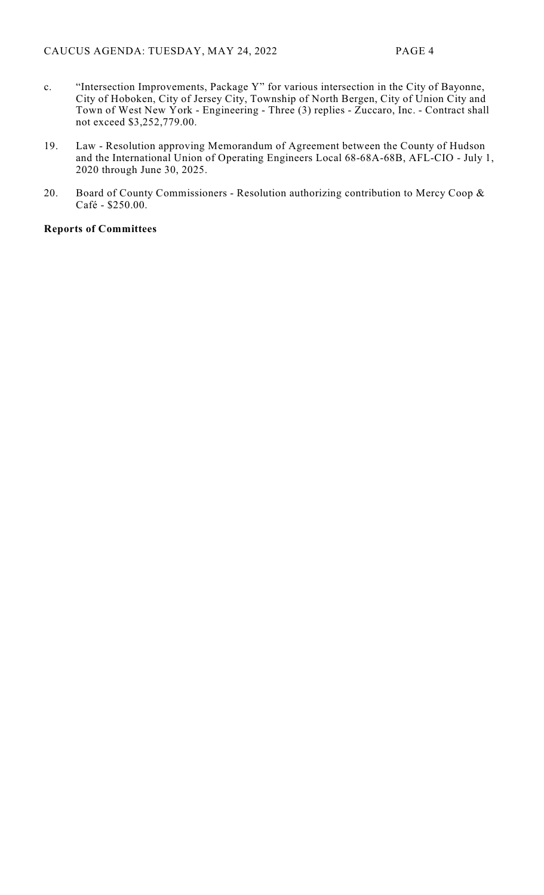c. "Intersection Improvements, Package Y" for various intersection in the City of Bayonne, City of Hoboken, City of Jersey City, Township of North Bergen, City of Union City and Town of West New York - Engineering - Three (3) replies - Zuccaro, Inc. - Contract shall not exceed $3,252,779.00.

19. Law - Resolution approving Memorandum of Agreement between the County of Hudson and the International Union of Operating Engineers Local 68-68A-68B, AFL-CIO - July 1, 2020 through June 30, 2025.

20. Board of County Commissioners - Resolution authorizing contribution to Mercy Coop & Café - $250.00.

**Reports of Committees**